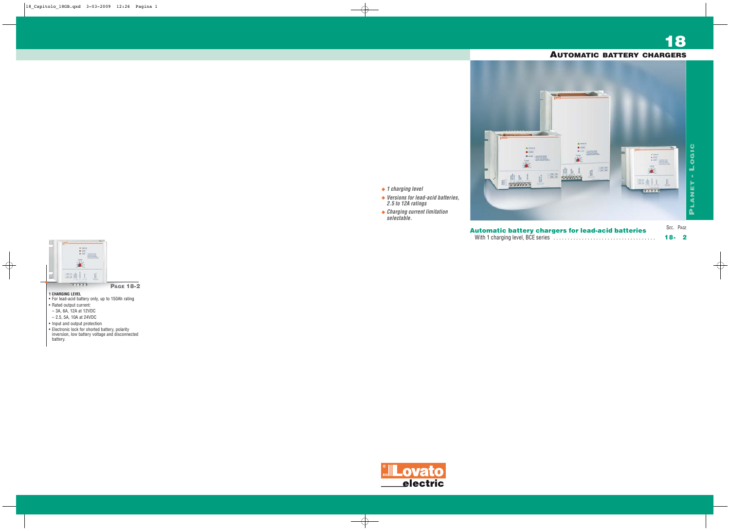# 18

## AUTOMATIC BATTERY CHARGERS

PLANET - LOGIC

- *1 charging level*
- *Versions for lead-acid batteries, 2.5 to 12A ratings*
- *Charging current limitation selectable.*

| | SEC. | PAGE |
|---|---|---|
| **Automatic battery chargers for lead-acid batteries** | | |
| With 1 charging level, BCE series ........................................ | **18-** | **2** |

**PAGE 18-2**

**1 CHARGING LEVEL**
- For lead-acid battery only, up to 150Ah rating
- Rated output current:
  - 3A, 6A, 12A at 12VDC
  - 2.5, 5A, 10A at 24VDC
- Input and output protection
- Electronic lock for shorted battery, polarity inversion, low battery voltage and disconnected battery.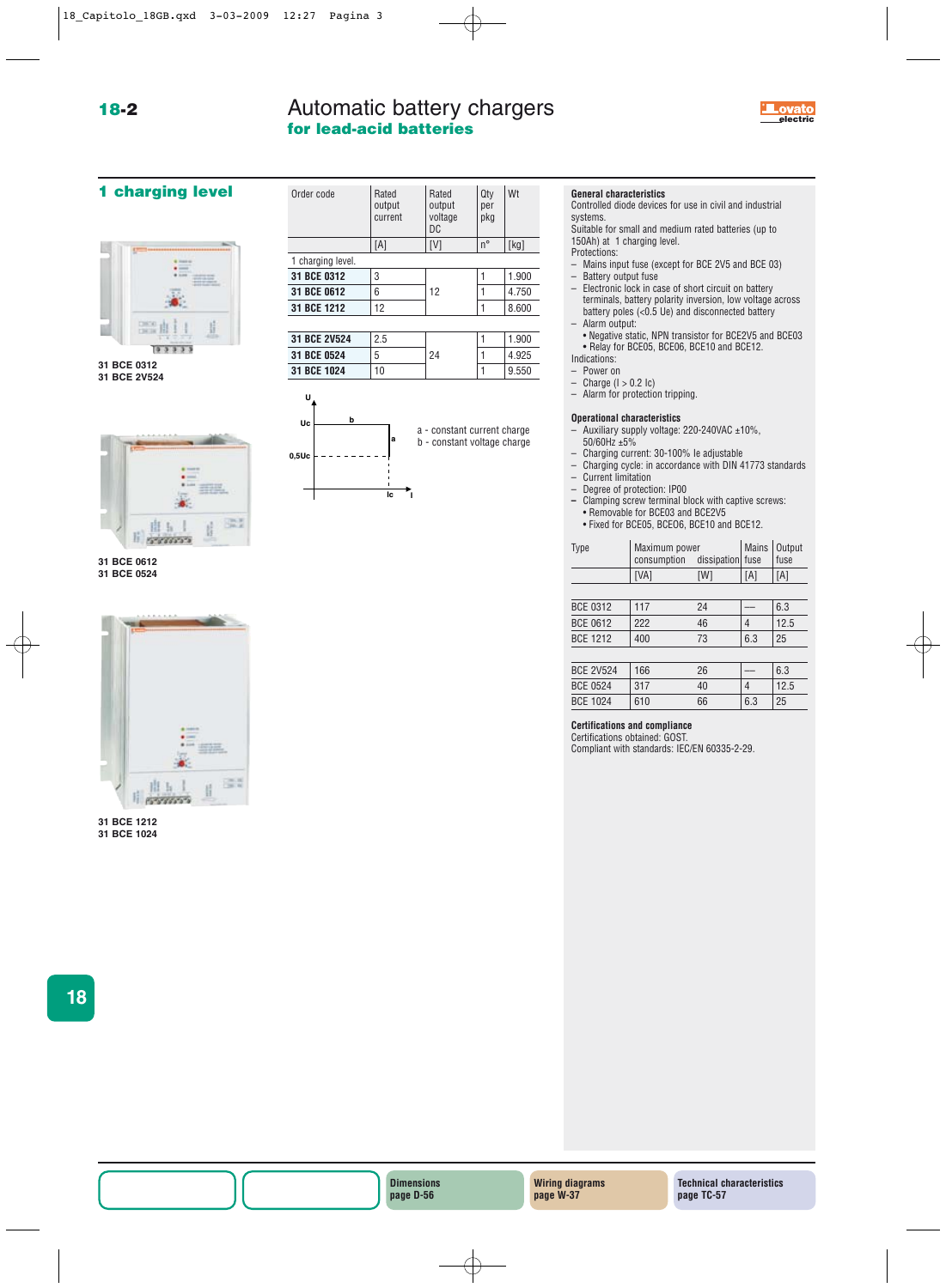# Automatic battery chargers
## for lead-acid batteries

## 1 charging level

31 BCE 0312
31 BCE 2V524

31 BCE 0612
31 BCE 0524

31 BCE 1212
31 BCE 1024

| Order code | Rated output current | Rated output voltage DC | Qty per pkg | Wt |
|---|---|---|---|---|
| | [A] | [V] | n° | [kg] |
| 1 charging level. | | | | |
| **31 BCE 0312** | 3 | 12 | 1 | 1.900 |
| **31 BCE 0612** | 6 | | 1 | 4.750 |
| **31 BCE 1212** | 12 | | 1 | 8.600 |
| | | | | |
| **31 BCE 2V524** | 2.5 | 24 | 1 | 1.900 |
| **31 BCE 0524** | 5 | | 1 | 4.925 |
| **31 BCE 1024** | 10 | | 1 | 9.550 |

a - constant current charge
b - constant voltage charge

### General characteristics
Controlled diode devices for use in civil and industrial systems.
Suitable for small and medium rated batteries (up to 150Ah) at 1 charging level.
Protections:
- Mains input fuse (except for BCE 2V5 and BCE 03)
- Battery output fuse
- Electronic lock in case of short circuit on battery terminals, battery polarity inversion, low voltage across battery poles (<0.5 Ue) and disconnected battery
- Alarm output:
  - Negative static, NPN transistor for BCE2V5 and BCE03
  - Relay for BCE05, BCE06, BCE10 and BCE12.

Indications:
- Power on
- Charge (I > 0.2 Ic)
- Alarm for protection tripping.

### Operational characteristics
- Auxiliary supply voltage: 220-240VAC ±10%, 50/60Hz ±5%
- Charging current: 30-100% Ie adjustable
- Charging cycle: in accordance with DIN 41773 standards
- Current limitation
- Degree of protection: IP00
- Clamping screw terminal block with captive screws:
  - Removable for BCE03 and BCE2V5
  - Fixed for BCE05, BCE06, BCE10 and BCE12.

| Type | Maximum power consumption | dissipation | Mains fuse | Output fuse |
|---|---|---|---|---|
| | [VA] | [W] | [A] | [A] |
| BCE 0312 | 117 | 24 | — | 6.3 |
| BCE 0612 | 222 | 46 | 4 | 12.5 |
| BCE 1212 | 400 | 73 | 6.3 | 25 |
| | | | | |
| BCE 2V524 | 166 | 26 | — | 6.3 |
| BCE 0524 | 317 | 40 | 4 | 12.5 |
| BCE 1024 | 610 | 66 | 6.3 | 25 |

### Certifications and compliance
Certifications obtained: GOST.
Compliant with standards: IEC/EN 60335-2-29.

**Dimensions** page D-56 | **Wiring diagrams** page W-37 | **Technical characteristics** page TC-57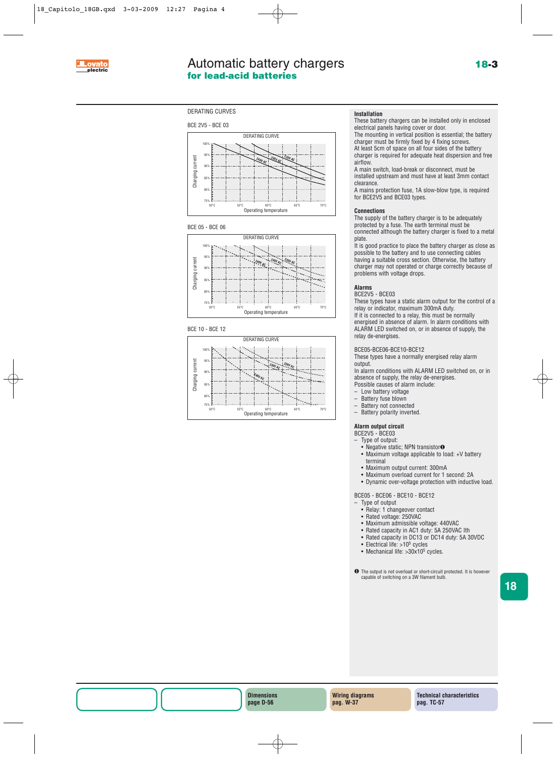# Automatic battery chargers
## for lead-acid batteries

DERATING CURVES

BCE 2V5 - BCE 03

DERATING CURVE

100%
95%
90%
85%
80%
75%

Charging current

240V AC
230V AC
220V AC

50°C
55°C
60°C
65°C
70°C

Operating temperature

BCE 05 - BCE 06

DERATING CURVE

100%
95%
90%
85%
80%
75%

Charging current

240V AC
230V AC
220V AC

50°C
55°C
60°C
65°C
70°C

Operating temperature

BCE 10 - BCE 12

DERATING CURVE

100%
95%
90%
85%
80%
75%

Charging current

240V AC
230V AC
220V AC

50°C
55°C
60°C
65°C
70°C

Operating temperature

**Installation**

These battery chargers can be installed only in enclosed electrical panels having cover or door.

The mounting in vertical position is essential; the battery charger must be firmly fixed by 4 fixing screws.

At least 5cm of space on all four sides of the battery charger is required for adequate heat dispersion and free airflow.

A main switch, load-break or disconnect, must be installed upstream and must have at least 3mm contact clearance.

A mains protection fuse, 1A slow-blow type, is required for BCE2V5 and BCE03 types.

**Connections**

The supply of the battery charger is to be adequately protected by a fuse. The earth terminal must be connected although the battery charger is fixed to a metal plate.

It is good practice to place the battery charger as close as possible to the battery and to use connecting cables having a suitable cross section. Otherwise, the battery charger may not operated or charge correctly because of problems with voltage drops.

**Alarms**

BCE2V5 - BCE03

These types have a static alarm output for the control of a relay or indicator, maximum 300mA duty.

If it is connected to a relay, this must be normally energised in absence of alarm. In alarm conditions with ALARM LED switched on, or in absence of supply, the relay de-energises.

BCE05-BCE06-BCE10-BCE12

These types have a normally energised relay alarm output.

In alarm conditions with ALARM LED switched on, or in absence of supply, the relay de-energises.

Possible causes of alarm include:

- Low battery voltage
- Battery fuse blown
- Battery not connected
- Battery polarity inverted.

**Alarm output circuit**

BCE2V5 - BCE03

- Type of output:
  - Negative static; NPN transistor❶
  - Maximum voltage applicable to load: +V battery terminal
  - Maximum output current: 300mA
  - Maximum overload current for 1 second: 2A
  - Dynamic over-voltage protection with inductive load.

BCE05 - BCE06 - BCE10 - BCE12

- Type of output
  - Relay: 1 changeover contact
  - Rated voltage: 250VAC
  - Maximum admissible voltage: 440VAC
  - Rated capacity in AC1 duty: 5A 250VAC Ith
  - Rated capacity in DC13 or DC14 duty: 5A 30VDC
  - Electrical life: $>10^5$ cycles
  - Mechanical life: $>30x10^5$ cycles.

❶ The output is not overload or short-circuit protected. It is however capable of switching on a 3W filament bulb.

Dimensions page D-56 | Wiring diagrams pag. W-37 | Technical characteristics pag. TC-57